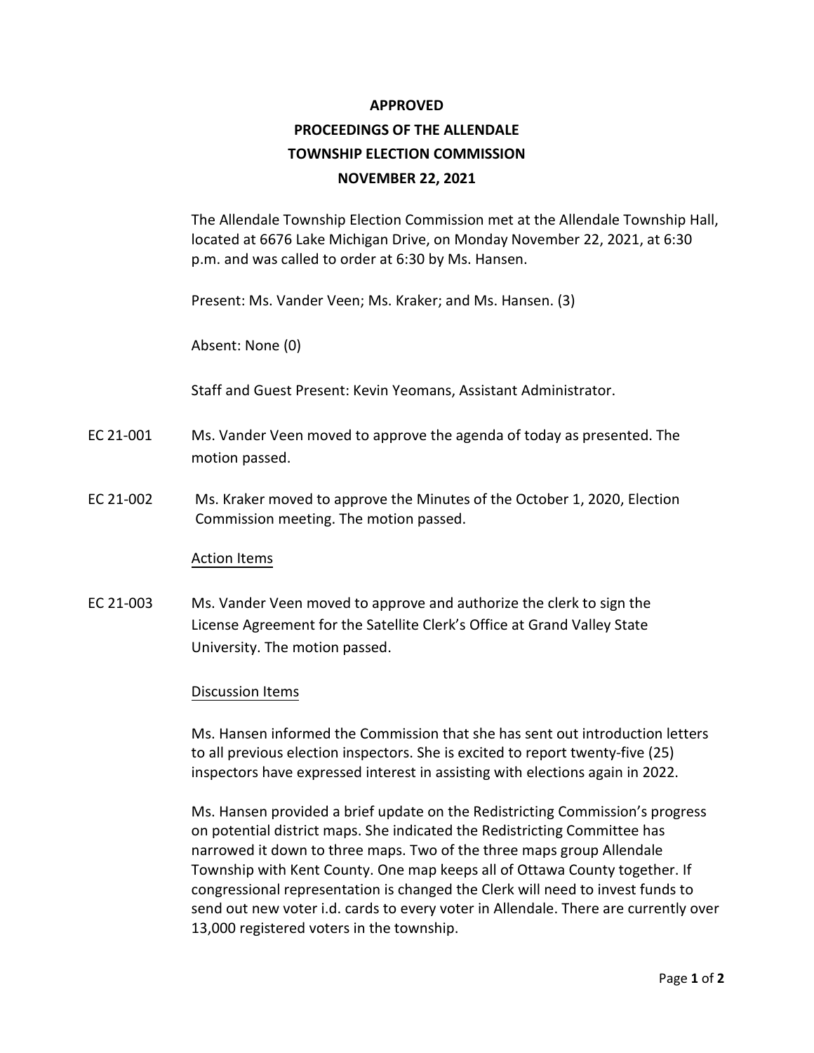# APPROVED
# PROCEEDINGS OF THE ALLENDALE TOWNSHIP ELECTION COMMISSION
# NOVEMBER 22, 2021

The Allendale Township Election Commission met at the Allendale Township Hall, located at 6676 Lake Michigan Drive, on Monday November 22, 2021, at 6:30 p.m. and was called to order at 6:30 by Ms. Hansen.

Present: Ms. Vander Veen; Ms. Kraker; and Ms. Hansen. (3)

Absent: None (0)

Staff and Guest Present: Kevin Yeomans, Assistant Administrator.

EC 21-001 Ms. Vander Veen moved to approve the agenda of today as presented. The motion passed.

EC 21-002 Ms. Kraker moved to approve the Minutes of the October 1, 2020, Election Commission meeting. The motion passed.

## Action Items

EC 21-003 Ms. Vander Veen moved to approve and authorize the clerk to sign the License Agreement for the Satellite Clerk's Office at Grand Valley State University. The motion passed.

## Discussion Items

Ms. Hansen informed the Commission that she has sent out introduction letters to all previous election inspectors. She is excited to report twenty-five (25) inspectors have expressed interest in assisting with elections again in 2022.

Ms. Hansen provided a brief update on the Redistricting Commission's progress on potential district maps. She indicated the Redistricting Committee has narrowed it down to three maps. Two of the three maps group Allendale Township with Kent County. One map keeps all of Ottawa County together. If congressional representation is changed the Clerk will need to invest funds to send out new voter i.d. cards to every voter in Allendale. There are currently over 13,000 registered voters in the township.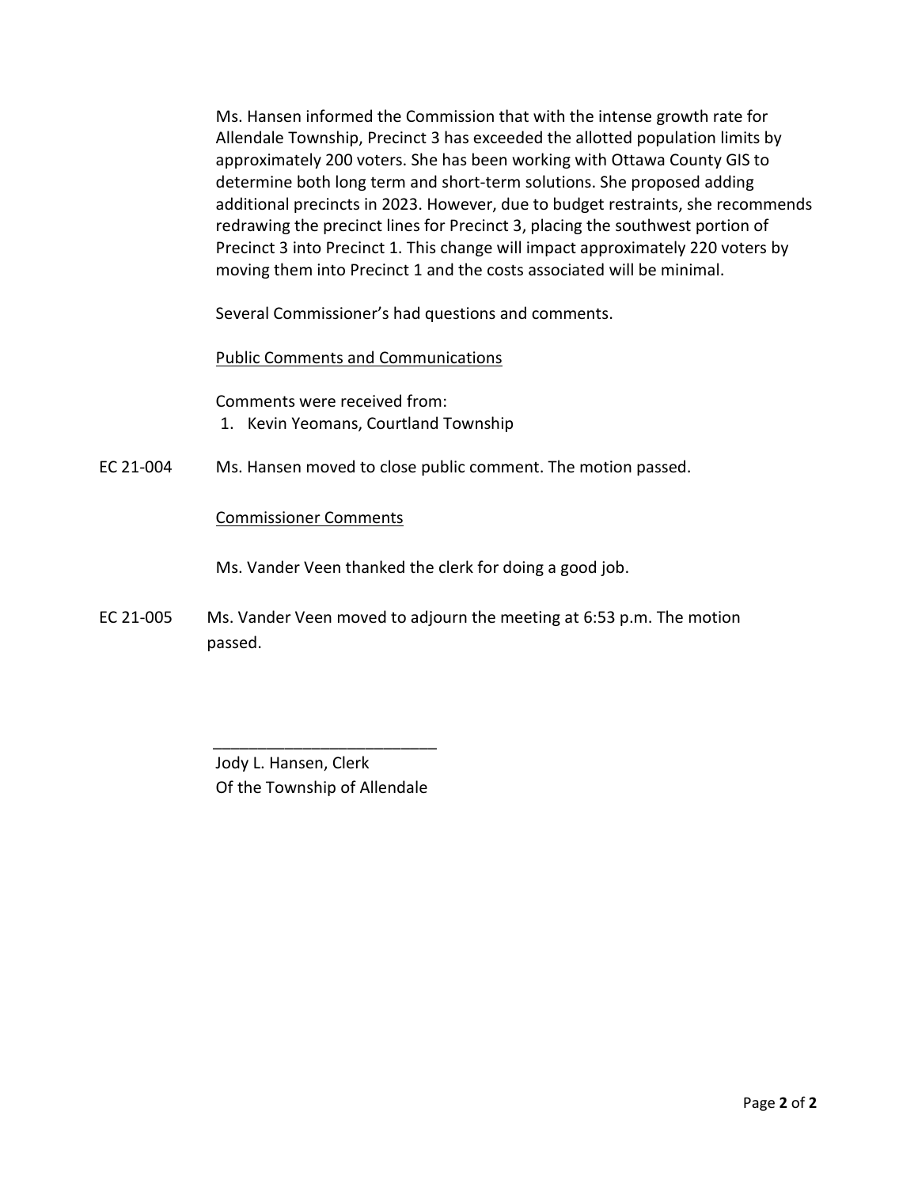Ms. Hansen informed the Commission that with the intense growth rate for Allendale Township, Precinct 3 has exceeded the allotted population limits by approximately 200 voters. She has been working with Ottawa County GIS to determine both long term and short-term solutions. She proposed adding additional precincts in 2023. However, due to budget restraints, she recommends redrawing the precinct lines for Precinct 3, placing the southwest portion of Precinct 3 into Precinct 1. This change will impact approximately 220 voters by moving them into Precinct 1 and the costs associated will be minimal.

Several Commissioner's had questions and comments.

<u>Public Comments and Communications</u>

Comments were received from:

1. Kevin Yeomans, Courtland Township

EC 21-004 Ms. Hansen moved to close public comment. The motion passed.

<u>Commissioner Comments</u>

Ms. Vander Veen thanked the clerk for doing a good job.

EC 21-005 Ms. Vander Veen moved to adjourn the meeting at 6:53 p.m. The motion passed.

_________________________

Jody L. Hansen, Clerk
Of the Township of Allendale